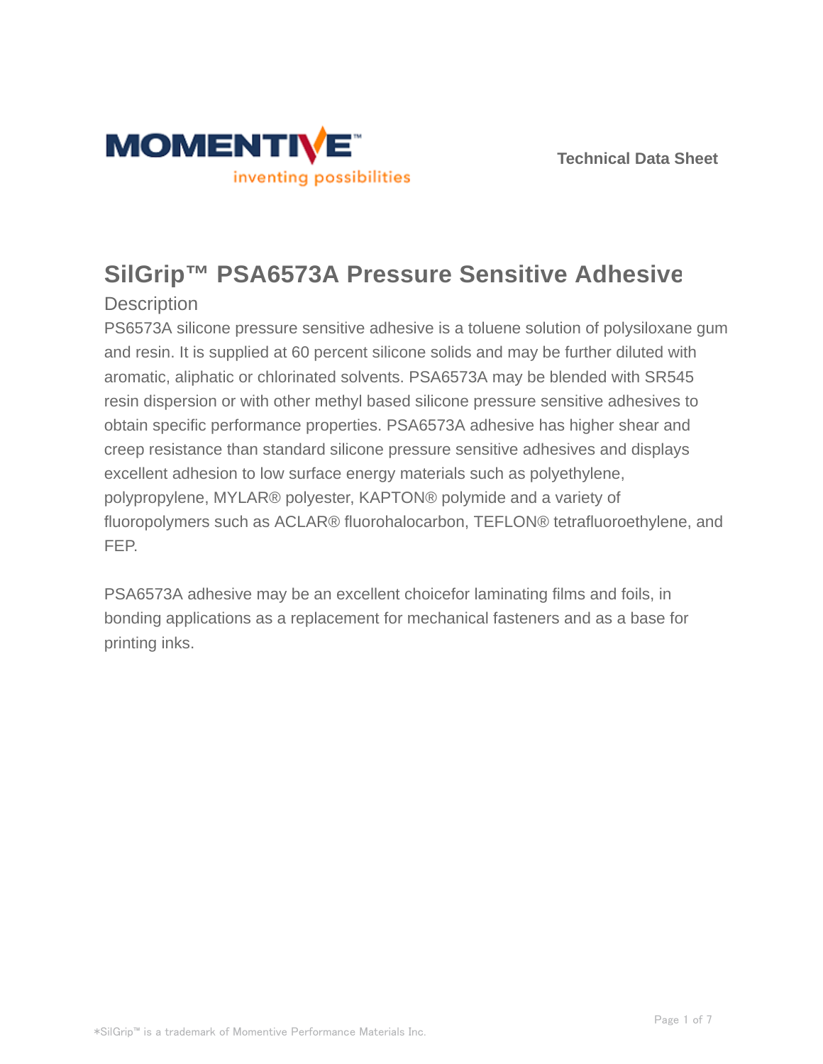MOMENTIVE

inventing possibilities

Technical Data Sheet

# SilGrip™ PSA6573A Pressure Sensitive Adhesive

## Description

PS6573A silicone pressure sensitive adhesive is a toluene solution of polysiloxane gum and resin. It is supplied at 60 percent silicone solids and may be further diluted with aromatic, aliphatic or chlorinated solvents. PSA6573A may be blended with SR545 resin dispersion or with other methyl based silicone pressure sensitive adhesives to obtain specific performance properties. PSA6573A adhesive has higher shear and creep resistance than standard silicone pressure sensitive adhesives and displays excellent adhesion to low surface energy materials such as polyethylene, polypropylene, MYLAR® polyester, KAPTON® polymide and a variety of fluoropolymers such as ACLAR® fluorohalocarbon, TEFLON® tetrafluoroethylene, and FEP.

PSA6573A adhesive may be an excellent choicefor laminating films and foils, in bonding applications as a replacement for mechanical fasteners and as a base for printing inks.

*SilGrip™ is a trademark of Momentive Performance Materials Inc.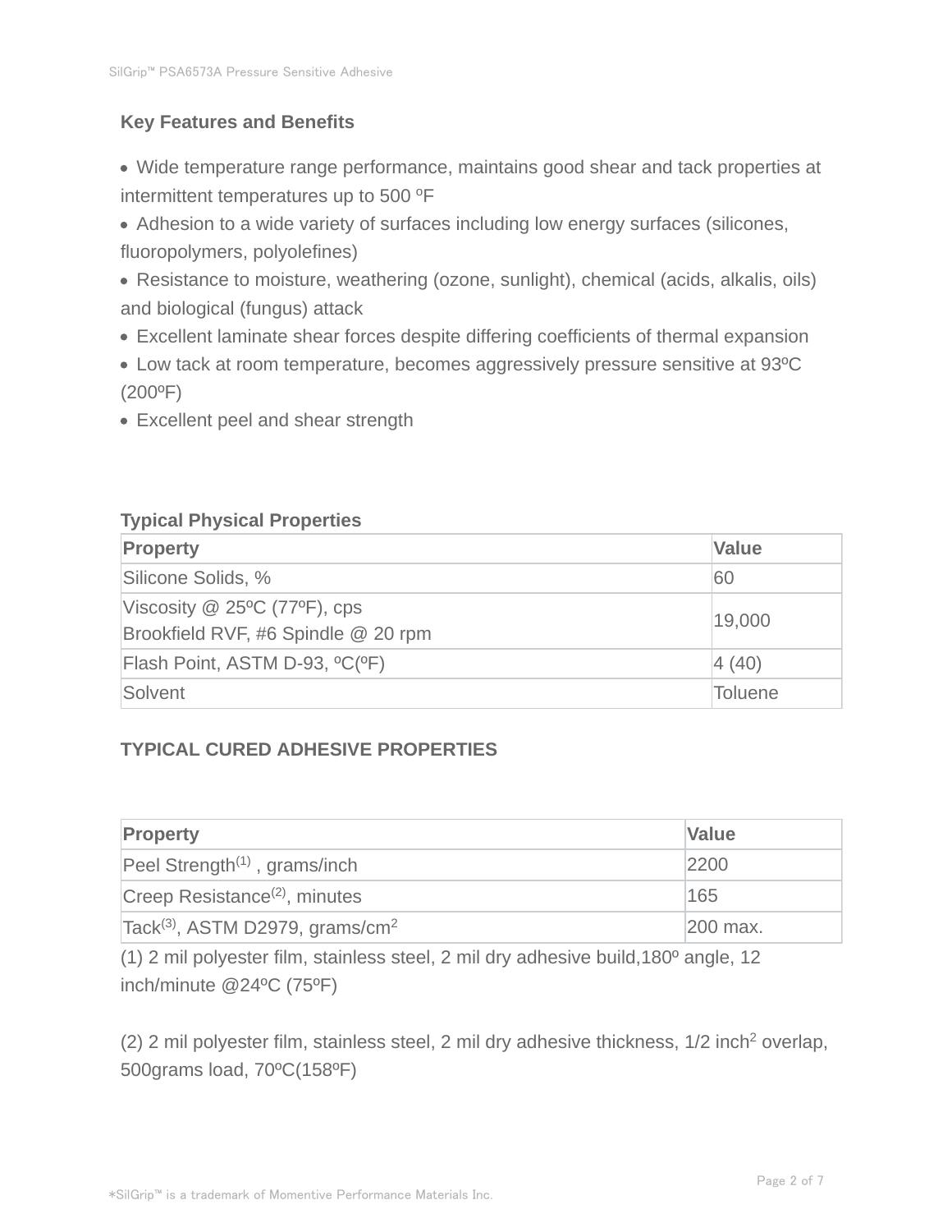## Key Features and Benefits

- Wide temperature range performance, maintains good shear and tack properties at intermittent temperatures up to 500 ºF
- Adhesion to a wide variety of surfaces including low energy surfaces (silicones, fluoropolymers, polyolefines)
- Resistance to moisture, weathering (ozone, sunlight), chemical (acids, alkalis, oils) and biological (fungus) attack
- Excellent laminate shear forces despite differing coefficients of thermal expansion
- Low tack at room temperature, becomes aggressively pressure sensitive at 93ºC (200ºF)
- Excellent peel and shear strength

### Typical Physical Properties

| Property | Value |
|---|---|
| Silicone Solids, % | 60 |
| Viscosity @ 25ºC (77ºF), cps<br>Brookfield RVF, #6 Spindle @ 20 rpm | 19,000 |
| Flash Point, ASTM D-93, ºC(ºF) | 4 (40) |
| Solvent | Toluene |

### TYPICAL CURED ADHESIVE PROPERTIES

| Property | Value |
|---|---|
| Peel Strength(1) , grams/inch | 2200 |
| Creep Resistance(2), minutes | 165 |
| Tack(3), ASTM D2979, grams/$cm^2$ | 200 max. |

(1) 2 mil polyester film, stainless steel, 2 mil dry adhesive build,180º angle, 12 inch/minute @24ºC (75ºF)

(2) 2 mil polyester film, stainless steel, 2 mil dry adhesive thickness, 1/2 $inch^2$ overlap, 500grams load, 70ºC(158ºF)

*SilGrip™ is a trademark of Momentive Performance Materials Inc.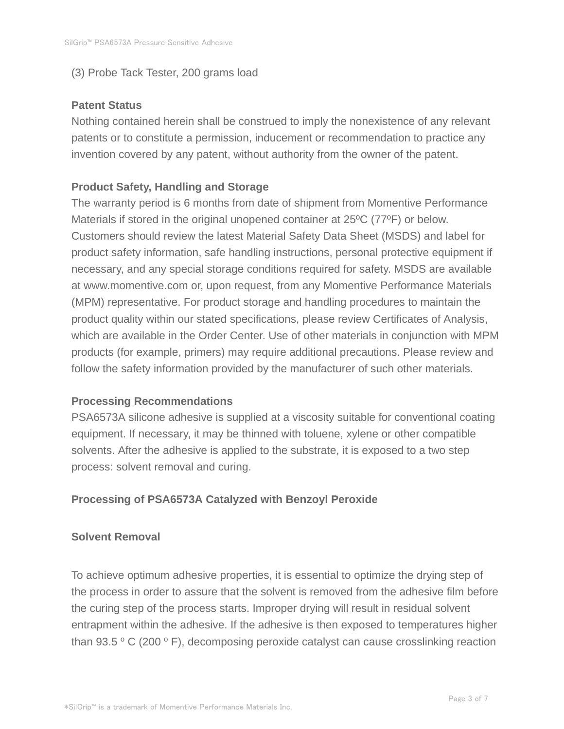(3) Probe Tack Tester, 200 grams load

## Patent Status

Nothing contained herein shall be construed to imply the nonexistence of any relevant patents or to constitute a permission, inducement or recommendation to practice any invention covered by any patent, without authority from the owner of the patent.

## Product Safety, Handling and Storage

The warranty period is 6 months from date of shipment from Momentive Performance Materials if stored in the original unopened container at 25ºC (77ºF) or below. Customers should review the latest Material Safety Data Sheet (MSDS) and label for product safety information, safe handling instructions, personal protective equipment if necessary, and any special storage conditions required for safety. MSDS are available at www.momentive.com or, upon request, from any Momentive Performance Materials (MPM) representative. For product storage and handling procedures to maintain the product quality within our stated specifications, please review Certificates of Analysis, which are available in the Order Center. Use of other materials in conjunction with MPM products (for example, primers) may require additional precautions. Please review and follow the safety information provided by the manufacturer of such other materials.

## Processing Recommendations

PSA6573A silicone adhesive is supplied at a viscosity suitable for conventional coating equipment. If necessary, it may be thinned with toluene, xylene or other compatible solvents. After the adhesive is applied to the substrate, it is exposed to a two step process: solvent removal and curing.

## Processing of PSA6573A Catalyzed with Benzoyl Peroxide

### Solvent Removal

To achieve optimum adhesive properties, it is essential to optimize the drying step of the process in order to assure that the solvent is removed from the adhesive film before the curing step of the process starts. Improper drying will result in residual solvent entrapment within the adhesive. If the adhesive is then exposed to temperatures higher than 93.5 º C (200 º F), decomposing peroxide catalyst can cause crosslinking reaction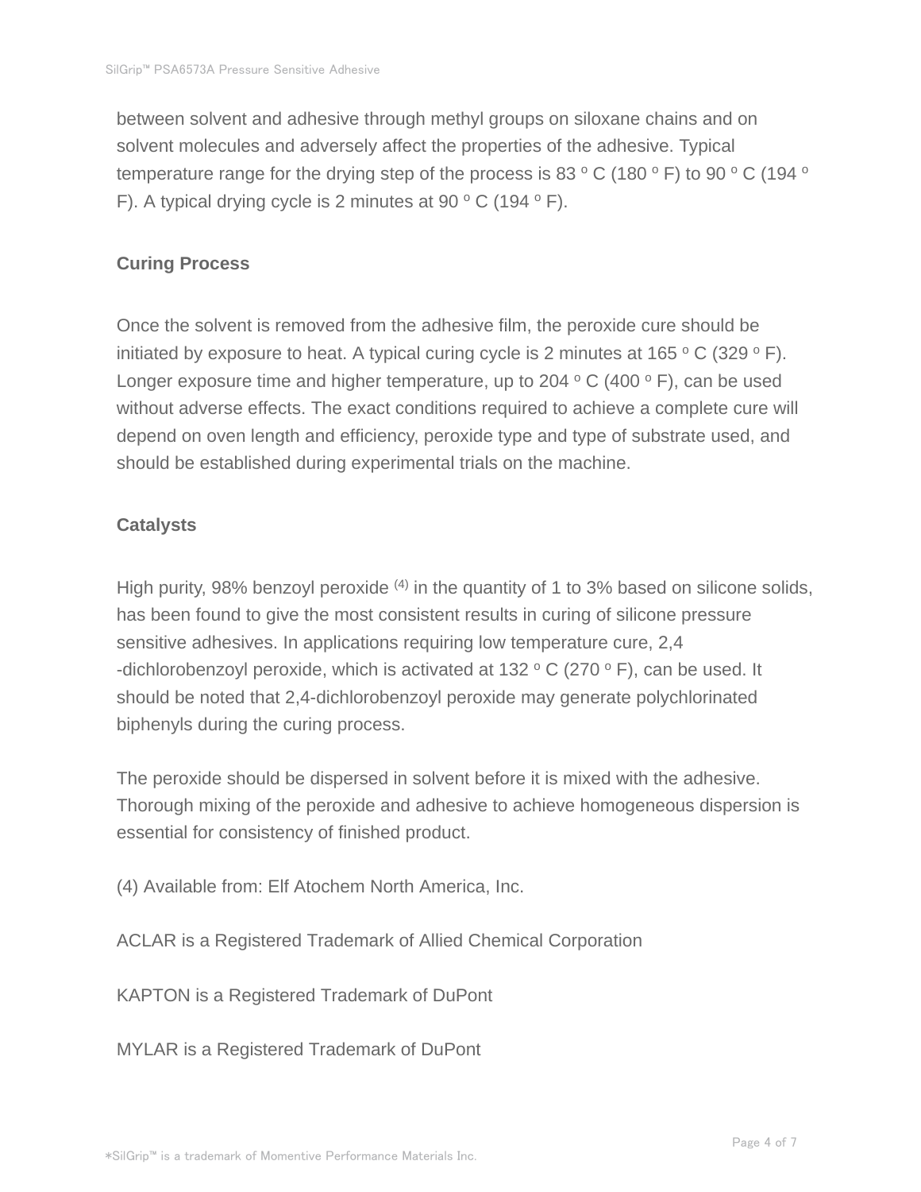between solvent and adhesive through methyl groups on siloxane chains and on solvent molecules and adversely affect the properties of the adhesive. Typical temperature range for the drying step of the process is 83 º C (180 º F) to 90 º C (194 º F). A typical drying cycle is 2 minutes at 90 º C (194 º F).

**Curing Process**

Once the solvent is removed from the adhesive film, the peroxide cure should be initiated by exposure to heat. A typical curing cycle is 2 minutes at 165 º C (329 º F). Longer exposure time and higher temperature, up to 204 º C (400 º F), can be used without adverse effects. The exact conditions required to achieve a complete cure will depend on oven length and efficiency, peroxide type and type of substrate used, and should be established during experimental trials on the machine.

**Catalysts**

High purity, 98% benzoyl peroxide [(4)] in the quantity of 1 to 3% based on silicone solids, has been found to give the most consistent results in curing of silicone pressure sensitive adhesives. In applications requiring low temperature cure, 2,4 -dichlorobenzoyl peroxide, which is activated at 132 º C (270 º F), can be used. It should be noted that 2,4-dichlorobenzoyl peroxide may generate polychlorinated biphenyls during the curing process.

The peroxide should be dispersed in solvent before it is mixed with the adhesive. Thorough mixing of the peroxide and adhesive to achieve homogeneous dispersion is essential for consistency of finished product.

(4) Available from: Elf Atochem North America, Inc.

ACLAR is a Registered Trademark of Allied Chemical Corporation

KAPTON is a Registered Trademark of DuPont

MYLAR is a Registered Trademark of DuPont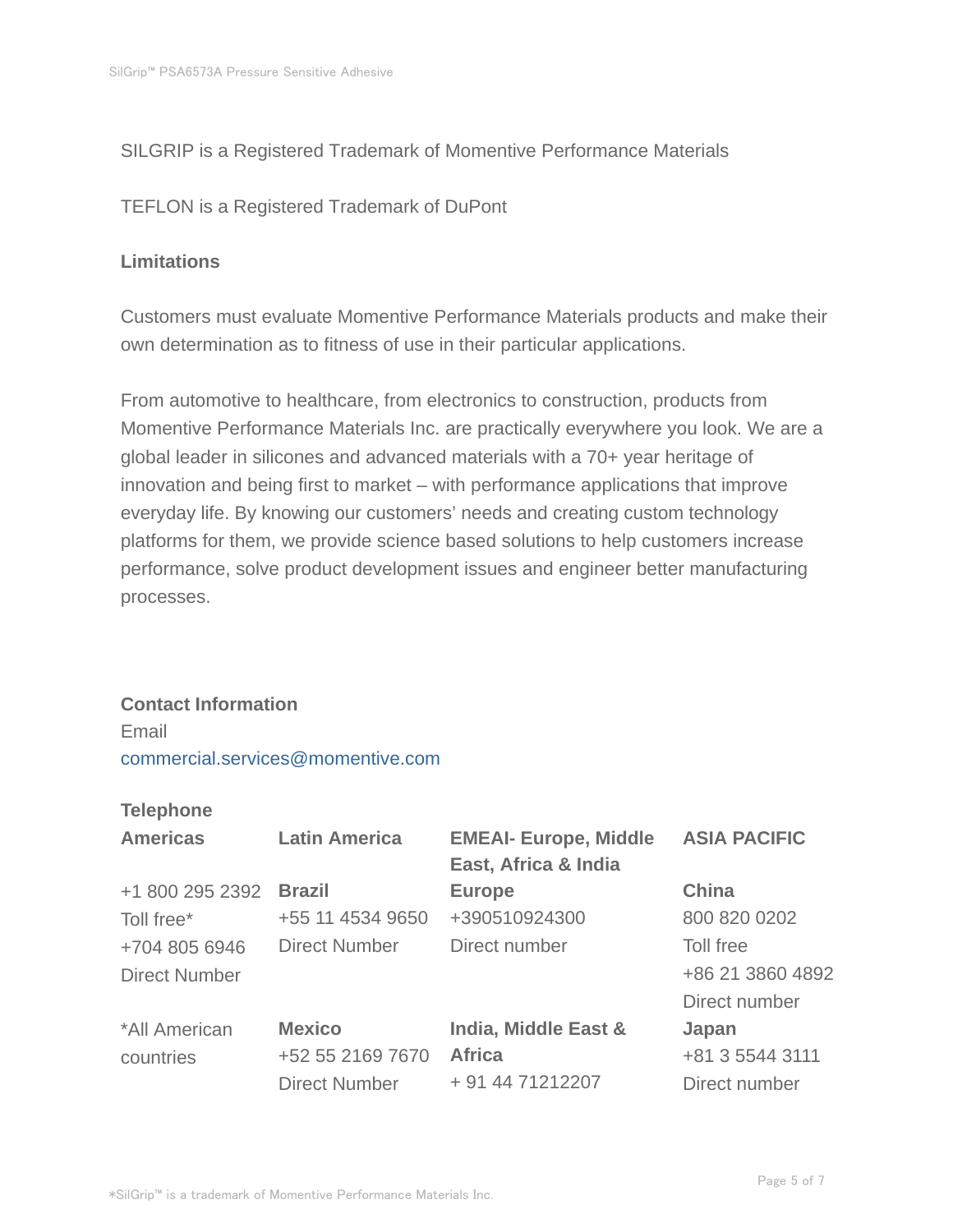SILGRIP is a Registered Trademark of Momentive Performance Materials

TEFLON is a Registered Trademark of DuPont

**Limitations**

Customers must evaluate Momentive Performance Materials products and make their own determination as to fitness of use in their particular applications.

From automotive to healthcare, from electronics to construction, products from Momentive Performance Materials Inc. are practically everywhere you look. We are a global leader in silicones and advanced materials with a 70+ year heritage of innovation and being first to market – with performance applications that improve everyday life. By knowing our customers' needs and creating custom technology platforms for them, we provide science based solutions to help customers increase performance, solve product development issues and engineer better manufacturing processes.

**Contact Information**

Email

commercial.services@momentive.com

**Telephone**

| **Americas** | **Latin America** | **EMEAI- Europe, Middle East, Africa & India** | **ASIA PACIFIC** |
|---|---|---|---|
| +1 800 295 2392<br>Toll free*<br>+704 805 6946<br>Direct Number | **Brazil**<br>+55 11 4534 9650<br>Direct Number | **Europe**<br>+390510924300<br>Direct number | **China**<br>800 820 0202<br>Toll free<br>+86 21 3860 4892<br>Direct number |
| *All American countries | **Mexico**<br>+52 55 2169 7670<br>Direct Number | **India, Middle East & Africa**<br>+ 91 44 71212207 | **Japan**<br>+81 3 5544 3111<br>Direct number |

*SilGrip™ is a trademark of Momentive Performance Materials Inc.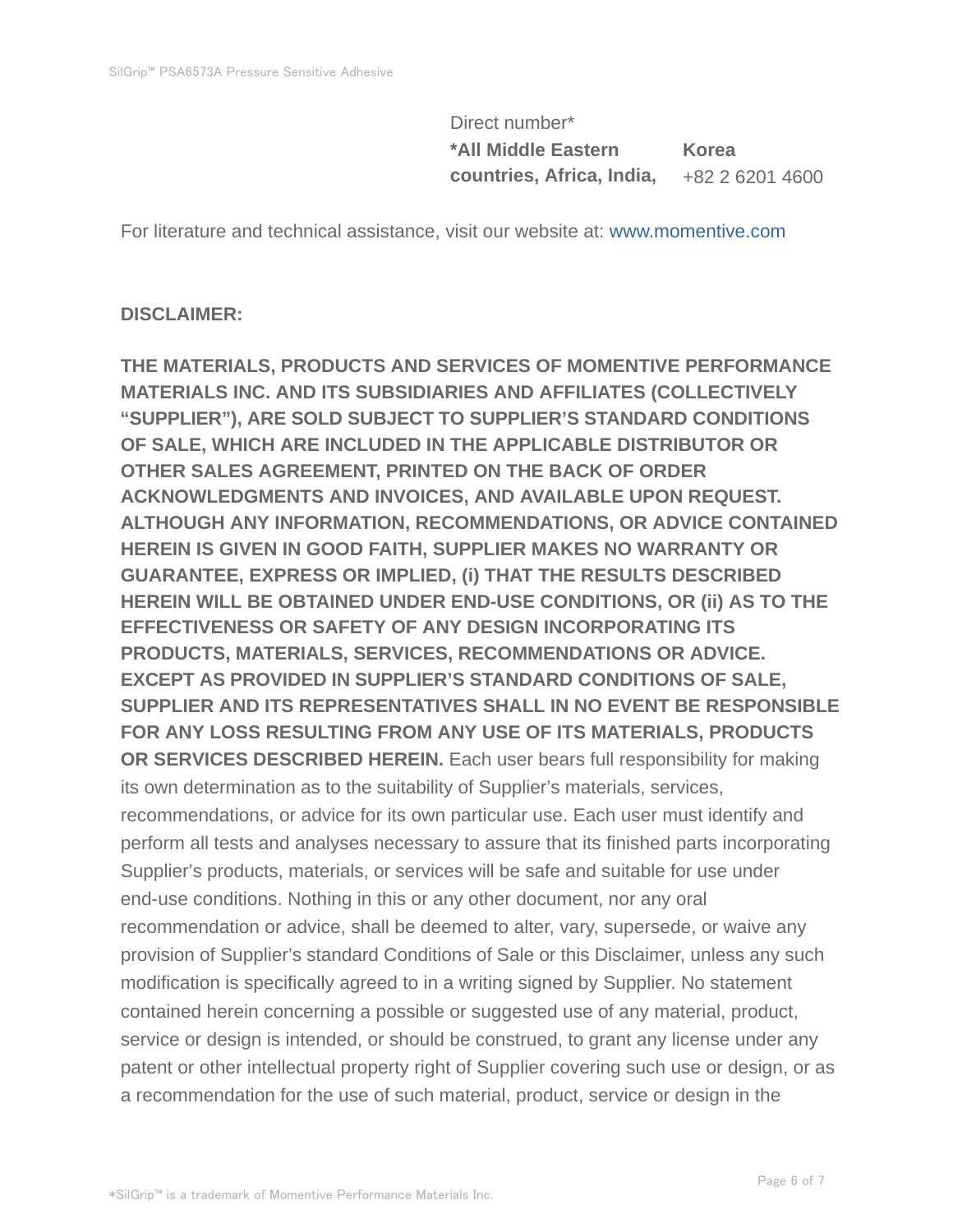Direct number*

| **\*All Middle Eastern countries, Africa, India,** | **Korea** +82 2 6201 4600 |
| --- | --- |

For literature and technical assistance, visit our website at: www.momentive.com

**DISCLAIMER:**

**THE MATERIALS, PRODUCTS AND SERVICES OF MOMENTIVE PERFORMANCE MATERIALS INC. AND ITS SUBSIDIARIES AND AFFILIATES (COLLECTIVELY "SUPPLIER"), ARE SOLD SUBJECT TO SUPPLIER'S STANDARD CONDITIONS OF SALE, WHICH ARE INCLUDED IN THE APPLICABLE DISTRIBUTOR OR OTHER SALES AGREEMENT, PRINTED ON THE BACK OF ORDER ACKNOWLEDGMENTS AND INVOICES, AND AVAILABLE UPON REQUEST. ALTHOUGH ANY INFORMATION, RECOMMENDATIONS, OR ADVICE CONTAINED HEREIN IS GIVEN IN GOOD FAITH, SUPPLIER MAKES NO WARRANTY OR GUARANTEE, EXPRESS OR IMPLIED, (i) THAT THE RESULTS DESCRIBED HEREIN WILL BE OBTAINED UNDER END-USE CONDITIONS, OR (ii) AS TO THE EFFECTIVENESS OR SAFETY OF ANY DESIGN INCORPORATING ITS PRODUCTS, MATERIALS, SERVICES, RECOMMENDATIONS OR ADVICE. EXCEPT AS PROVIDED IN SUPPLIER'S STANDARD CONDITIONS OF SALE, SUPPLIER AND ITS REPRESENTATIVES SHALL IN NO EVENT BE RESPONSIBLE FOR ANY LOSS RESULTING FROM ANY USE OF ITS MATERIALS, PRODUCTS OR SERVICES DESCRIBED HEREIN.** Each user bears full responsibility for making its own determination as to the suitability of Supplier's materials, services, recommendations, or advice for its own particular use. Each user must identify and perform all tests and analyses necessary to assure that its finished parts incorporating Supplier's products, materials, or services will be safe and suitable for use under end-use conditions. Nothing in this or any other document, nor any oral recommendation or advice, shall be deemed to alter, vary, supersede, or waive any provision of Supplier's standard Conditions of Sale or this Disclaimer, unless any such modification is specifically agreed to in a writing signed by Supplier. No statement contained herein concerning a possible or suggested use of any material, product, service or design is intended, or should be construed, to grant any license under any patent or other intellectual property right of Supplier covering such use or design, or as a recommendation for the use of such material, product, service or design in the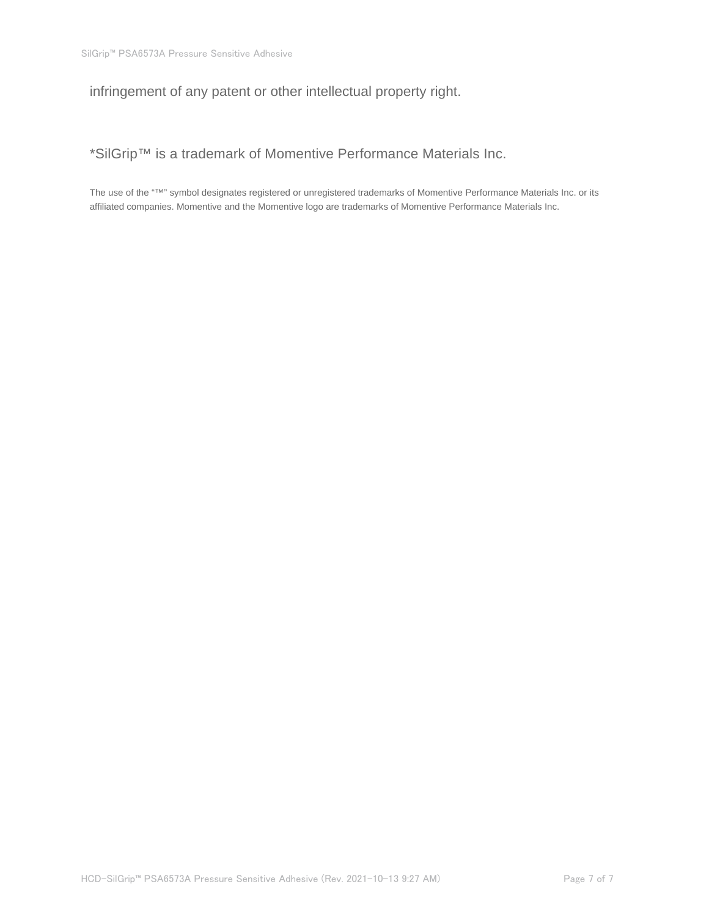infringement of any patent or other intellectual property right.

*SilGrip™ is a trademark of Momentive Performance Materials Inc.

The use of the "™" symbol designates registered or unregistered trademarks of Momentive Performance Materials Inc. or its affiliated companies. Momentive and the Momentive logo are trademarks of Momentive Performance Materials Inc.